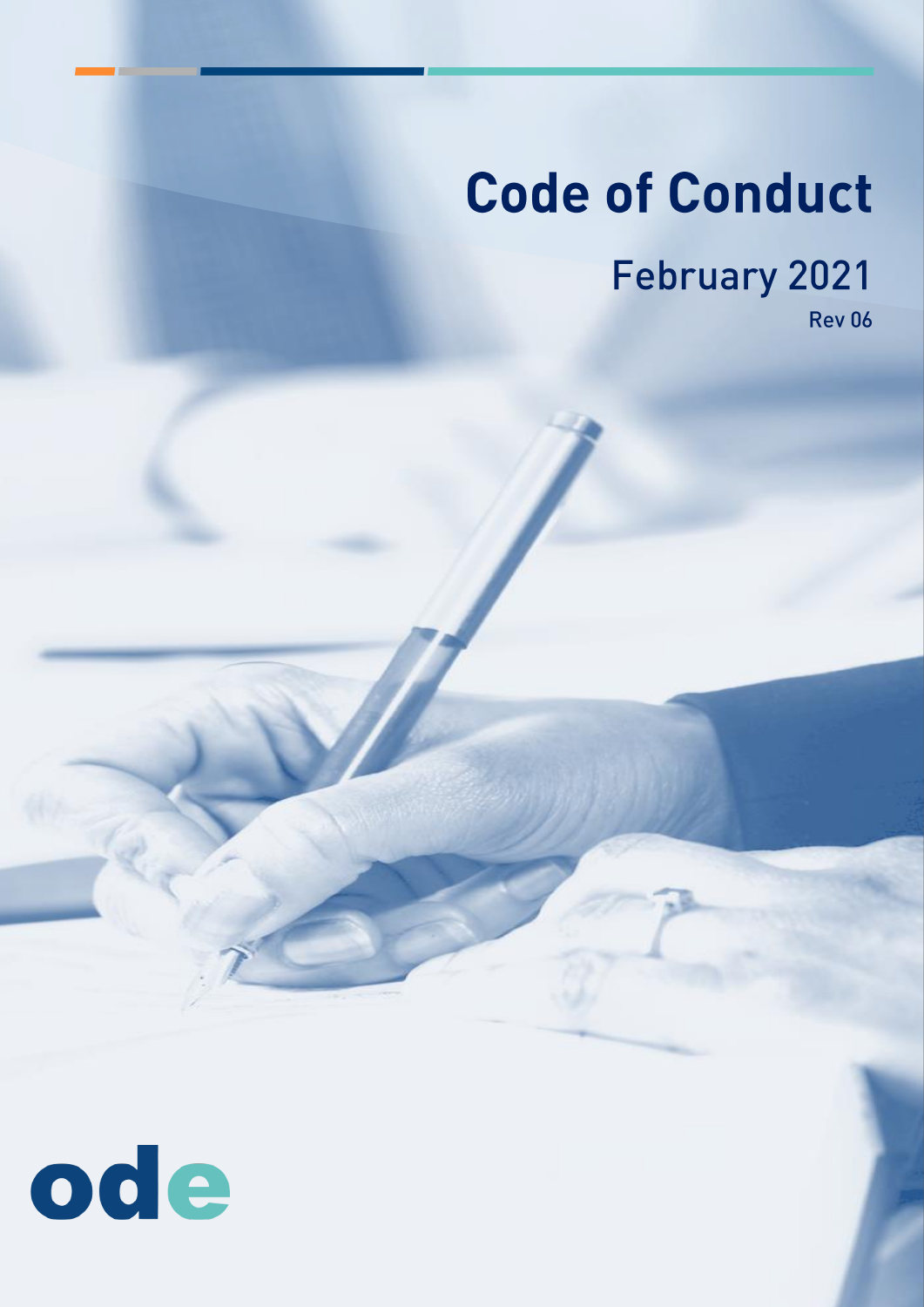# Code of Conduct

## February 2021

Rev 06

ode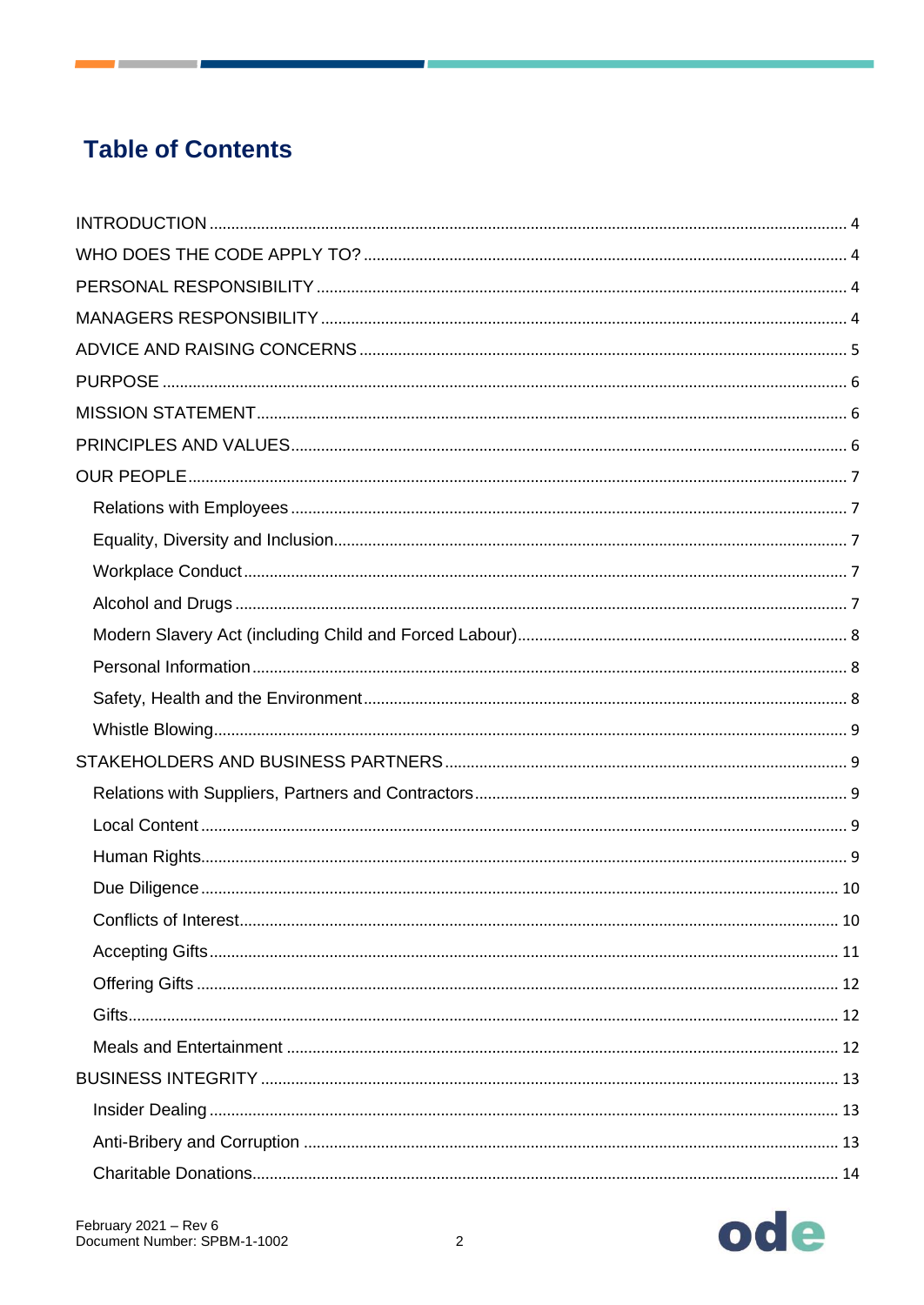# Table of Contents

- INTRODUCTION ... 4
- WHO DOES THE CODE APPLY TO? ... 4
- PERSONAL RESPONSIBILITY ... 4
- MANAGERS RESPONSIBILITY ... 4
- ADVICE AND RAISING CONCERNS ... 5
- PURPOSE ... 6
- MISSION STATEMENT ... 6
- PRINCIPLES AND VALUES ... 6
- OUR PEOPLE ... 7
  - Relations with Employees ... 7
  - Equality, Diversity and Inclusion ... 7
  - Workplace Conduct ... 7
  - Alcohol and Drugs ... 7
  - Modern Slavery Act (including Child and Forced Labour) ... 8
  - Personal Information ... 8
  - Safety, Health and the Environment ... 8
  - Whistle Blowing ... 9
- STAKEHOLDERS AND BUSINESS PARTNERS ... 9
  - Relations with Suppliers, Partners and Contractors ... 9
  - Local Content ... 9
  - Human Rights ... 9
  - Due Diligence ... 10
  - Conflicts of Interest ... 10
  - Accepting Gifts ... 11
  - Offering Gifts ... 12
  - Gifts ... 12
  - Meals and Entertainment ... 12
- BUSINESS INTEGRITY ... 13
  - Insider Dealing ... 13
  - Anti-Bribery and Corruption ... 13
  - Charitable Donations ... 14

February 2021 – Rev 6
Document Number: SPBM-1-1002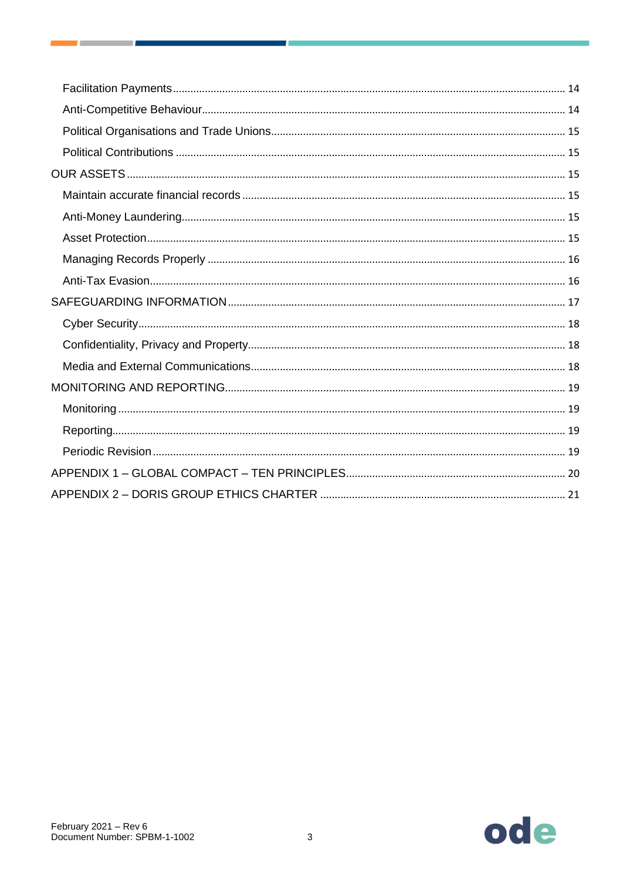Facilitation Payments ..... 14

Anti-Competitive Behaviour ..... 14

Political Organisations and Trade Unions ..... 15

Political Contributions ..... 15

OUR ASSETS ..... 15

Maintain accurate financial records ..... 15

Anti-Money Laundering ..... 15

Asset Protection ..... 15

Managing Records Properly ..... 16

Anti-Tax Evasion ..... 16

SAFEGUARDING INFORMATION ..... 17

Cyber Security ..... 18

Confidentiality, Privacy and Property ..... 18

Media and External Communications ..... 18

MONITORING AND REPORTING ..... 19

Monitoring ..... 19

Reporting ..... 19

Periodic Revision ..... 19

APPENDIX 1 – GLOBAL COMPACT – TEN PRINCIPLES ..... 20

APPENDIX 2 – DORIS GROUP ETHICS CHARTER ..... 21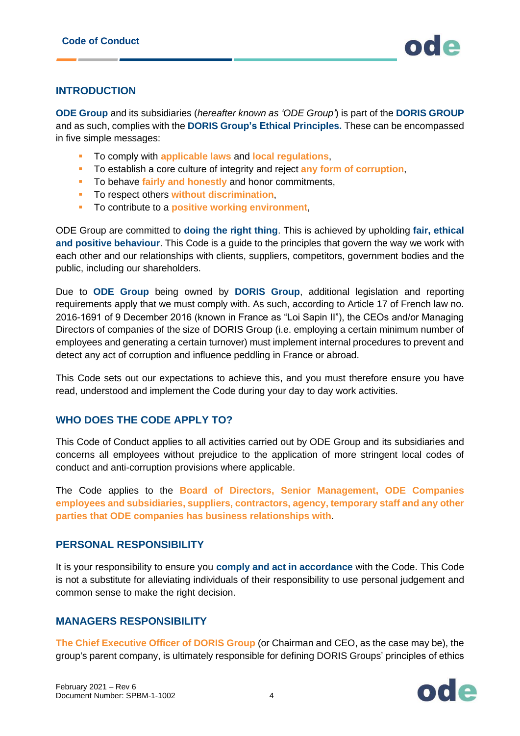## INTRODUCTION

**ODE Group** and its subsidiaries (*hereafter known as 'ODE Group'*) is part of the **DORIS GROUP** and as such, complies with the **DORIS Group's Ethical Principles.** These can be encompassed in five simple messages:

- To comply with **applicable laws** and **local regulations**,
- To establish a core culture of integrity and reject **any form of corruption**,
- To behave **fairly and honestly** and honor commitments,
- To respect others **without discrimination**,
- To contribute to a **positive working environment**,

ODE Group are committed to **doing the right thing**. This is achieved by upholding **fair, ethical and positive behaviour**. This Code is a guide to the principles that govern the way we work with each other and our relationships with clients, suppliers, competitors, government bodies and the public, including our shareholders.

Due to **ODE Group** being owned by **DORIS Group**, additional legislation and reporting requirements apply that we must comply with. As such, according to Article 17 of French law no. 2016-1691 of 9 December 2016 (known in France as "Loi Sapin II"), the CEOs and/or Managing Directors of companies of the size of DORIS Group (i.e. employing a certain minimum number of employees and generating a certain turnover) must implement internal procedures to prevent and detect any act of corruption and influence peddling in France or abroad.

This Code sets out our expectations to achieve this, and you must therefore ensure you have read, understood and implement the Code during your day to day work activities.

## WHO DOES THE CODE APPLY TO?

This Code of Conduct applies to all activities carried out by ODE Group and its subsidiaries and concerns all employees without prejudice to the application of more stringent local codes of conduct and anti-corruption provisions where applicable.

The Code applies to the **Board of Directors, Senior Management, ODE Companies employees and subsidiaries, suppliers, contractors, agency, temporary staff and any other parties that ODE companies has business relationships with**.

## PERSONAL RESPONSIBILITY

It is your responsibility to ensure you **comply and act in accordance** with the Code. This Code is not a substitute for alleviating individuals of their responsibility to use personal judgement and common sense to make the right decision.

## MANAGERS RESPONSIBILITY

**The Chief Executive Officer of DORIS Group** (or Chairman and CEO, as the case may be), the group's parent company, is ultimately responsible for defining DORIS Groups' principles of ethics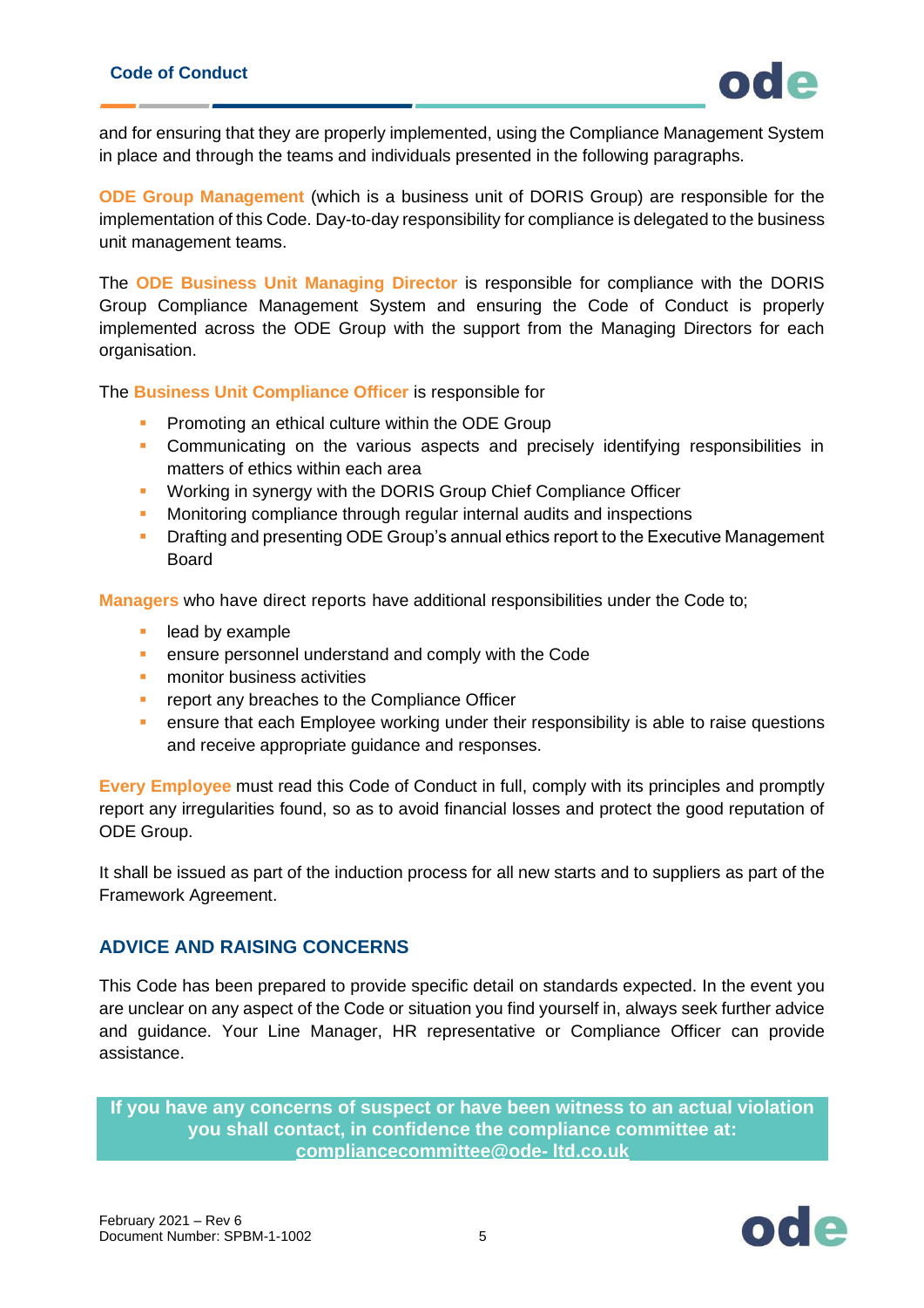and for ensuring that they are properly implemented, using the Compliance Management System in place and through the teams and individuals presented in the following paragraphs.

**ODE Group Management** (which is a business unit of DORIS Group) are responsible for the implementation of this Code. Day-to-day responsibility for compliance is delegated to the business unit management teams.

The **ODE Business Unit Managing Director** is responsible for compliance with the DORIS Group Compliance Management System and ensuring the Code of Conduct is properly implemented across the ODE Group with the support from the Managing Directors for each organisation.

The **Business Unit Compliance Officer** is responsible for

- Promoting an ethical culture within the ODE Group
- Communicating on the various aspects and precisely identifying responsibilities in matters of ethics within each area
- Working in synergy with the DORIS Group Chief Compliance Officer
- Monitoring compliance through regular internal audits and inspections
- Drafting and presenting ODE Group's annual ethics report to the Executive Management Board

**Managers** who have direct reports have additional responsibilities under the Code to;

- lead by example
- ensure personnel understand and comply with the Code
- monitor business activities
- report any breaches to the Compliance Officer
- ensure that each Employee working under their responsibility is able to raise questions and receive appropriate guidance and responses.

**Every Employee** must read this Code of Conduct in full, comply with its principles and promptly report any irregularities found, so as to avoid financial losses and protect the good reputation of ODE Group.

It shall be issued as part of the induction process for all new starts and to suppliers as part of the Framework Agreement.

## ADVICE AND RAISING CONCERNS

This Code has been prepared to provide specific detail on standards expected. In the event you are unclear on any aspect of the Code or situation you find yourself in, always seek further advice and guidance. Your Line Manager, HR representative or Compliance Officer can provide assistance.

**If you have any concerns of suspect or have been witness to an actual violation you shall contact, in confidence the compliance committee at: compliancecommittee@ode- ltd.co.uk**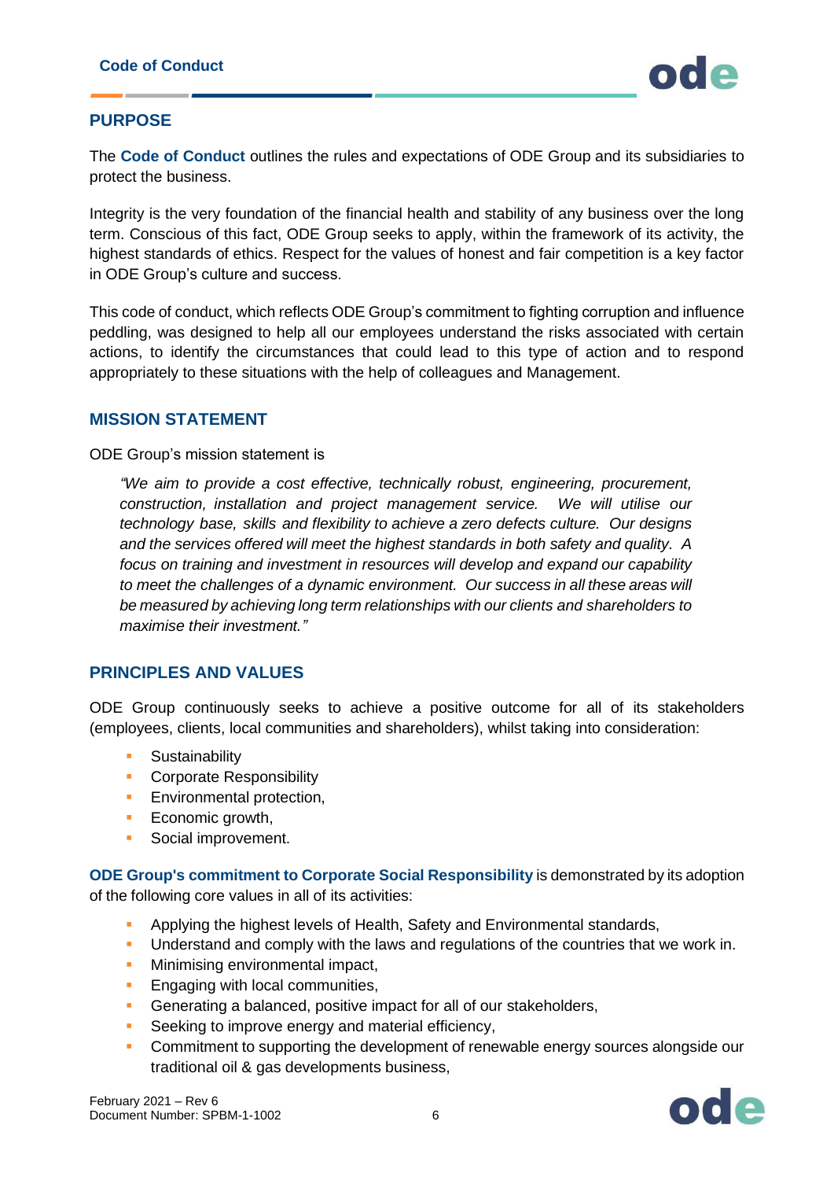## PURPOSE

The **Code of Conduct** outlines the rules and expectations of ODE Group and its subsidiaries to protect the business.

Integrity is the very foundation of the financial health and stability of any business over the long term. Conscious of this fact, ODE Group seeks to apply, within the framework of its activity, the highest standards of ethics. Respect for the values of honest and fair competition is a key factor in ODE Group's culture and success.

This code of conduct, which reflects ODE Group's commitment to fighting corruption and influence peddling, was designed to help all our employees understand the risks associated with certain actions, to identify the circumstances that could lead to this type of action and to respond appropriately to these situations with the help of colleagues and Management.

## MISSION STATEMENT

ODE Group's mission statement is

> *"We aim to provide a cost effective, technically robust, engineering, procurement, construction, installation and project management service. We will utilise our technology base, skills and flexibility to achieve a zero defects culture. Our designs and the services offered will meet the highest standards in both safety and quality. A focus on training and investment in resources will develop and expand our capability to meet the challenges of a dynamic environment. Our success in all these areas will be measured by achieving long term relationships with our clients and shareholders to maximise their investment."*

## PRINCIPLES AND VALUES

ODE Group continuously seeks to achieve a positive outcome for all of its stakeholders (employees, clients, local communities and shareholders), whilst taking into consideration:

- Sustainability
- Corporate Responsibility
- Environmental protection,
- Economic growth,
- Social improvement.

**ODE Group's commitment to Corporate Social Responsibility** is demonstrated by its adoption of the following core values in all of its activities:

- Applying the highest levels of Health, Safety and Environmental standards,
- Understand and comply with the laws and regulations of the countries that we work in.
- Minimising environmental impact,
- Engaging with local communities,
- Generating a balanced, positive impact for all of our stakeholders,
- Seeking to improve energy and material efficiency,
- Commitment to supporting the development of renewable energy sources alongside our traditional oil & gas developments business,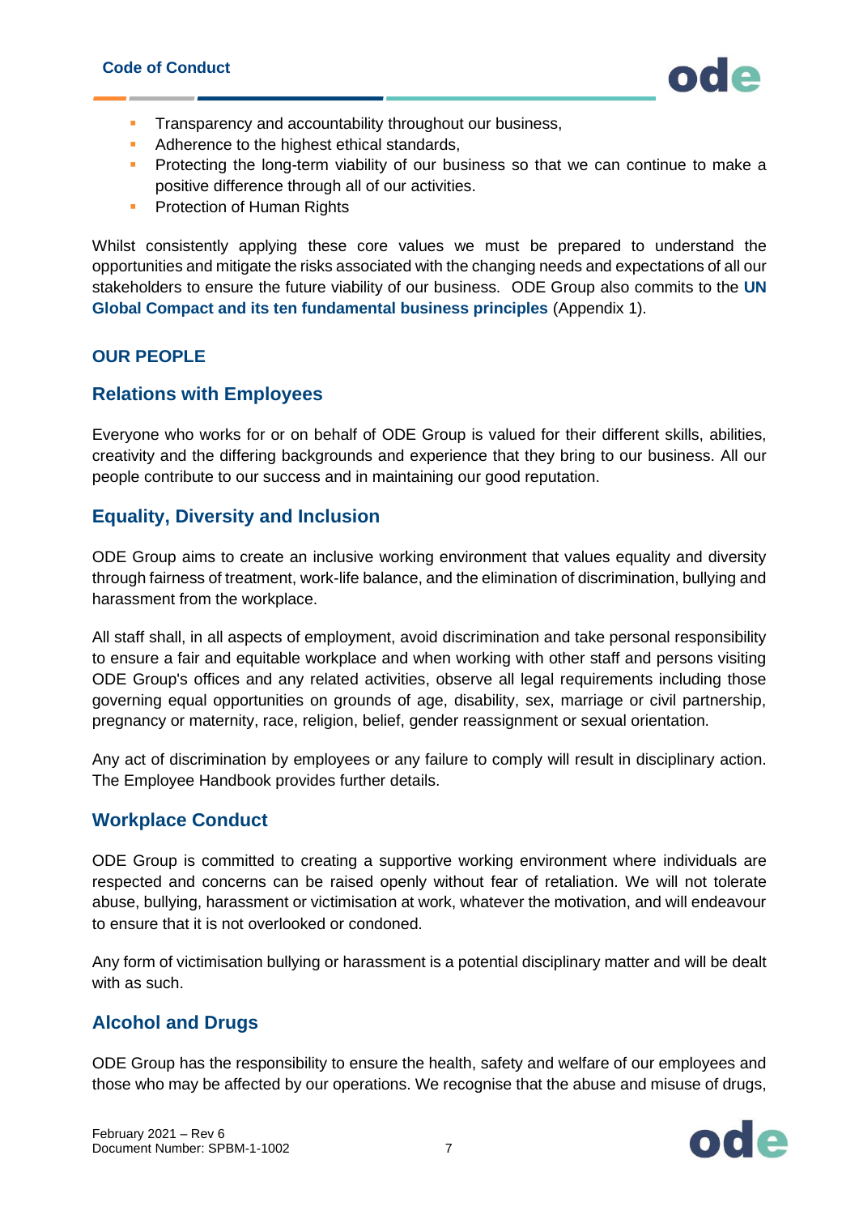- Transparency and accountability throughout our business,
- Adherence to the highest ethical standards,
- Protecting the long-term viability of our business so that we can continue to make a positive difference through all of our activities.
- Protection of Human Rights

Whilst consistently applying these core values we must be prepared to understand the opportunities and mitigate the risks associated with the changing needs and expectations of all our stakeholders to ensure the future viability of our business. ODE Group also commits to the **UN Global Compact and its ten fundamental business principles** (Appendix 1).

## OUR PEOPLE

### Relations with Employees

Everyone who works for or on behalf of ODE Group is valued for their different skills, abilities, creativity and the differing backgrounds and experience that they bring to our business. All our people contribute to our success and in maintaining our good reputation.

### Equality, Diversity and Inclusion

ODE Group aims to create an inclusive working environment that values equality and diversity through fairness of treatment, work-life balance, and the elimination of discrimination, bullying and harassment from the workplace.

All staff shall, in all aspects of employment, avoid discrimination and take personal responsibility to ensure a fair and equitable workplace and when working with other staff and persons visiting ODE Group's offices and any related activities, observe all legal requirements including those governing equal opportunities on grounds of age, disability, sex, marriage or civil partnership, pregnancy or maternity, race, religion, belief, gender reassignment or sexual orientation.

Any act of discrimination by employees or any failure to comply will result in disciplinary action. The Employee Handbook provides further details.

### Workplace Conduct

ODE Group is committed to creating a supportive working environment where individuals are respected and concerns can be raised openly without fear of retaliation. We will not tolerate abuse, bullying, harassment or victimisation at work, whatever the motivation, and will endeavour to ensure that it is not overlooked or condoned.

Any form of victimisation bullying or harassment is a potential disciplinary matter and will be dealt with as such.

### Alcohol and Drugs

ODE Group has the responsibility to ensure the health, safety and welfare of our employees and those who may be affected by our operations. We recognise that the abuse and misuse of drugs,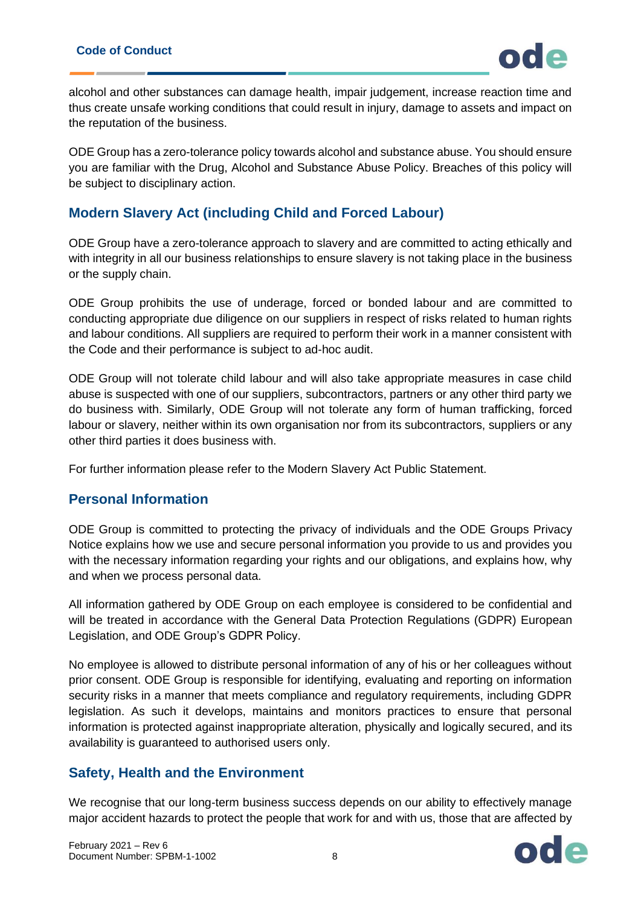alcohol and other substances can damage health, impair judgement, increase reaction time and thus create unsafe working conditions that could result in injury, damage to assets and impact on the reputation of the business.

ODE Group has a zero-tolerance policy towards alcohol and substance abuse. You should ensure you are familiar with the Drug, Alcohol and Substance Abuse Policy. Breaches of this policy will be subject to disciplinary action.

## Modern Slavery Act (including Child and Forced Labour)

ODE Group have a zero-tolerance approach to slavery and are committed to acting ethically and with integrity in all our business relationships to ensure slavery is not taking place in the business or the supply chain.

ODE Group prohibits the use of underage, forced or bonded labour and are committed to conducting appropriate due diligence on our suppliers in respect of risks related to human rights and labour conditions. All suppliers are required to perform their work in a manner consistent with the Code and their performance is subject to ad-hoc audit.

ODE Group will not tolerate child labour and will also take appropriate measures in case child abuse is suspected with one of our suppliers, subcontractors, partners or any other third party we do business with. Similarly, ODE Group will not tolerate any form of human trafficking, forced labour or slavery, neither within its own organisation nor from its subcontractors, suppliers or any other third parties it does business with.

For further information please refer to the Modern Slavery Act Public Statement.

## Personal Information

ODE Group is committed to protecting the privacy of individuals and the ODE Groups Privacy Notice explains how we use and secure personal information you provide to us and provides you with the necessary information regarding your rights and our obligations, and explains how, why and when we process personal data.

All information gathered by ODE Group on each employee is considered to be confidential and will be treated in accordance with the General Data Protection Regulations (GDPR) European Legislation, and ODE Group's GDPR Policy.

No employee is allowed to distribute personal information of any of his or her colleagues without prior consent. ODE Group is responsible for identifying, evaluating and reporting on information security risks in a manner that meets compliance and regulatory requirements, including GDPR legislation. As such it develops, maintains and monitors practices to ensure that personal information is protected against inappropriate alteration, physically and logically secured, and its availability is guaranteed to authorised users only.

## Safety, Health and the Environment

We recognise that our long-term business success depends on our ability to effectively manage major accident hazards to protect the people that work for and with us, those that are affected by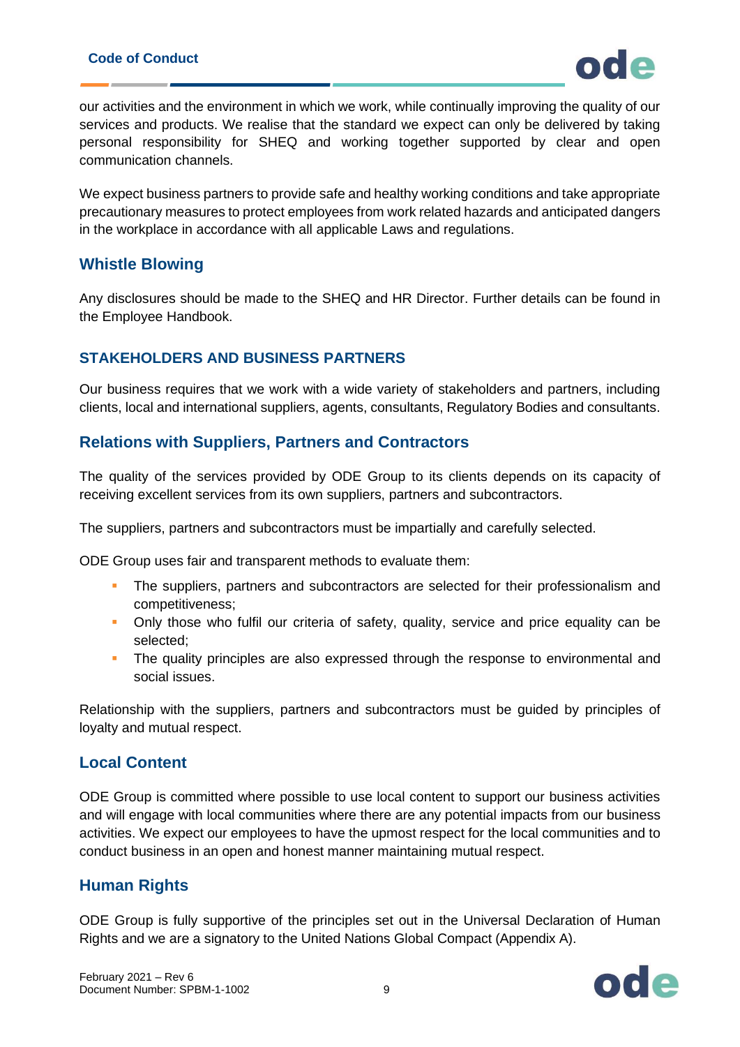our activities and the environment in which we work, while continually improving the quality of our services and products. We realise that the standard we expect can only be delivered by taking personal responsibility for SHEQ and working together supported by clear and open communication channels.

We expect business partners to provide safe and healthy working conditions and take appropriate precautionary measures to protect employees from work related hazards and anticipated dangers in the workplace in accordance with all applicable Laws and regulations.

### Whistle Blowing

Any disclosures should be made to the SHEQ and HR Director. Further details can be found in the Employee Handbook.

## STAKEHOLDERS AND BUSINESS PARTNERS

Our business requires that we work with a wide variety of stakeholders and partners, including clients, local and international suppliers, agents, consultants, Regulatory Bodies and consultants.

### Relations with Suppliers, Partners and Contractors

The quality of the services provided by ODE Group to its clients depends on its capacity of receiving excellent services from its own suppliers, partners and subcontractors.

The suppliers, partners and subcontractors must be impartially and carefully selected.

ODE Group uses fair and transparent methods to evaluate them:

- The suppliers, partners and subcontractors are selected for their professionalism and competitiveness;
- Only those who fulfil our criteria of safety, quality, service and price equality can be selected;
- The quality principles are also expressed through the response to environmental and social issues.

Relationship with the suppliers, partners and subcontractors must be guided by principles of loyalty and mutual respect.

### Local Content

ODE Group is committed where possible to use local content to support our business activities and will engage with local communities where there are any potential impacts from our business activities. We expect our employees to have the upmost respect for the local communities and to conduct business in an open and honest manner maintaining mutual respect.

### Human Rights

ODE Group is fully supportive of the principles set out in the Universal Declaration of Human Rights and we are a signatory to the United Nations Global Compact (Appendix A).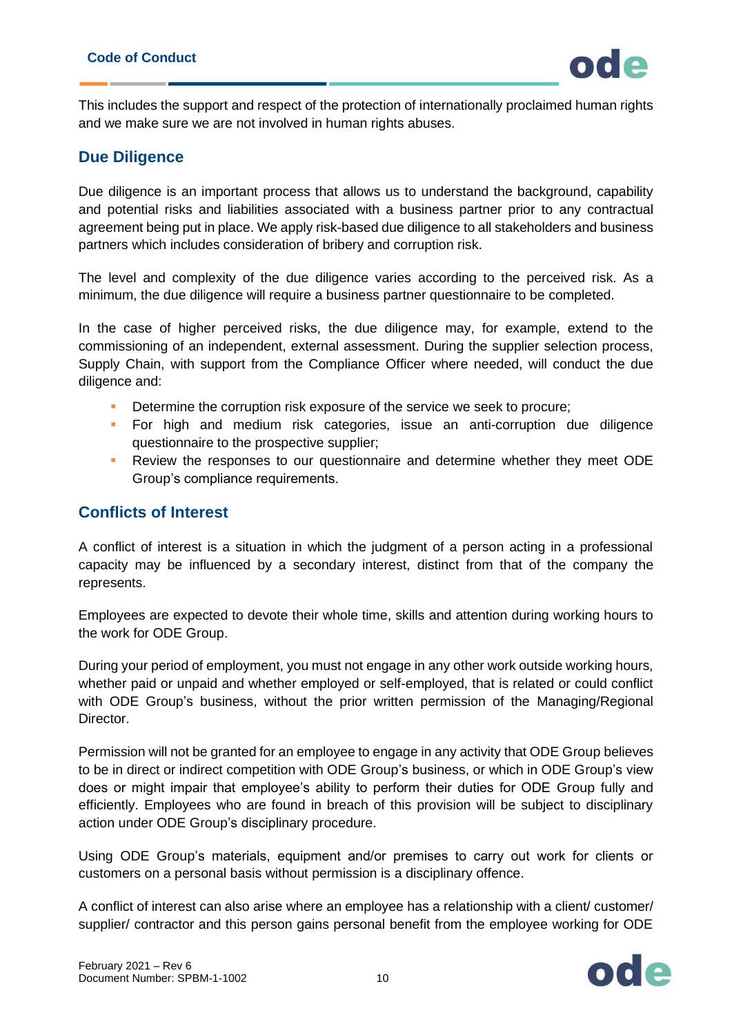This includes the support and respect of the protection of internationally proclaimed human rights and we make sure we are not involved in human rights abuses.

## Due Diligence

Due diligence is an important process that allows us to understand the background, capability and potential risks and liabilities associated with a business partner prior to any contractual agreement being put in place. We apply risk-based due diligence to all stakeholders and business partners which includes consideration of bribery and corruption risk.

The level and complexity of the due diligence varies according to the perceived risk. As a minimum, the due diligence will require a business partner questionnaire to be completed.

In the case of higher perceived risks, the due diligence may, for example, extend to the commissioning of an independent, external assessment. During the supplier selection process, Supply Chain, with support from the Compliance Officer where needed, will conduct the due diligence and:

- Determine the corruption risk exposure of the service we seek to procure;
- For high and medium risk categories, issue an anti-corruption due diligence questionnaire to the prospective supplier;
- Review the responses to our questionnaire and determine whether they meet ODE Group's compliance requirements.

## Conflicts of Interest

A conflict of interest is a situation in which the judgment of a person acting in a professional capacity may be influenced by a secondary interest, distinct from that of the company the represents.

Employees are expected to devote their whole time, skills and attention during working hours to the work for ODE Group.

During your period of employment, you must not engage in any other work outside working hours, whether paid or unpaid and whether employed or self-employed, that is related or could conflict with ODE Group's business, without the prior written permission of the Managing/Regional Director.

Permission will not be granted for an employee to engage in any activity that ODE Group believes to be in direct or indirect competition with ODE Group's business, or which in ODE Group's view does or might impair that employee's ability to perform their duties for ODE Group fully and efficiently. Employees who are found in breach of this provision will be subject to disciplinary action under ODE Group's disciplinary procedure.

Using ODE Group's materials, equipment and/or premises to carry out work for clients or customers on a personal basis without permission is a disciplinary offence.

A conflict of interest can also arise where an employee has a relationship with a client/ customer/ supplier/ contractor and this person gains personal benefit from the employee working for ODE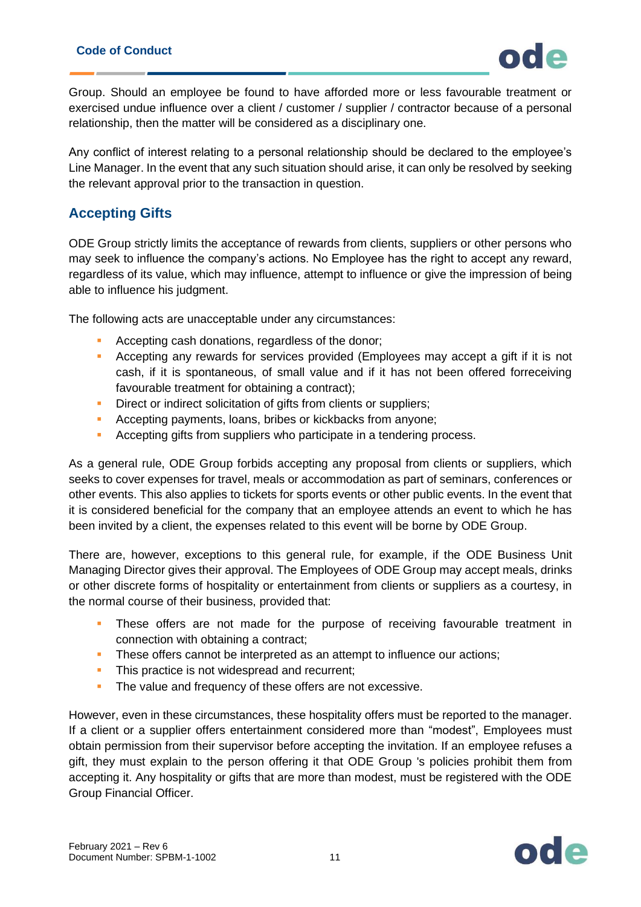Group. Should an employee be found to have afforded more or less favourable treatment or exercised undue influence over a client / customer / supplier / contractor because of a personal relationship, then the matter will be considered as a disciplinary one.

Any conflict of interest relating to a personal relationship should be declared to the employee's Line Manager. In the event that any such situation should arise, it can only be resolved by seeking the relevant approval prior to the transaction in question.

## Accepting Gifts

ODE Group strictly limits the acceptance of rewards from clients, suppliers or other persons who may seek to influence the company's actions. No Employee has the right to accept any reward, regardless of its value, which may influence, attempt to influence or give the impression of being able to influence his judgment.

The following acts are unacceptable under any circumstances:

- Accepting cash donations, regardless of the donor;
- Accepting any rewards for services provided (Employees may accept a gift if it is not cash, if it is spontaneous, of small value and if it has not been offered forreceiving favourable treatment for obtaining a contract);
- Direct or indirect solicitation of gifts from clients or suppliers;
- Accepting payments, loans, bribes or kickbacks from anyone;
- Accepting gifts from suppliers who participate in a tendering process.

As a general rule, ODE Group forbids accepting any proposal from clients or suppliers, which seeks to cover expenses for travel, meals or accommodation as part of seminars, conferences or other events. This also applies to tickets for sports events or other public events. In the event that it is considered beneficial for the company that an employee attends an event to which he has been invited by a client, the expenses related to this event will be borne by ODE Group.

There are, however, exceptions to this general rule, for example, if the ODE Business Unit Managing Director gives their approval. The Employees of ODE Group may accept meals, drinks or other discrete forms of hospitality or entertainment from clients or suppliers as a courtesy, in the normal course of their business, provided that:

- These offers are not made for the purpose of receiving favourable treatment in connection with obtaining a contract;
- These offers cannot be interpreted as an attempt to influence our actions;
- This practice is not widespread and recurrent;
- The value and frequency of these offers are not excessive.

However, even in these circumstances, these hospitality offers must be reported to the manager. If a client or a supplier offers entertainment considered more than "modest", Employees must obtain permission from their supervisor before accepting the invitation. If an employee refuses a gift, they must explain to the person offering it that ODE Group 's policies prohibit them from accepting it. Any hospitality or gifts that are more than modest, must be registered with the ODE Group Financial Officer.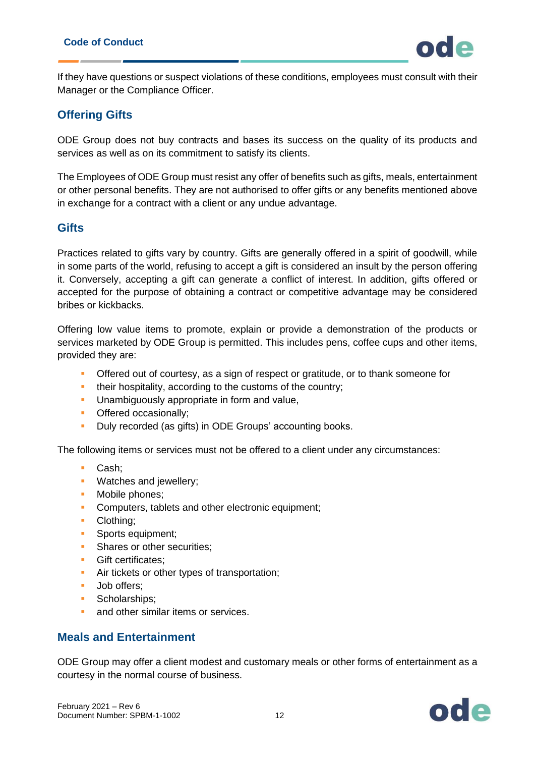If they have questions or suspect violations of these conditions, employees must consult with their Manager or the Compliance Officer.

## Offering Gifts

ODE Group does not buy contracts and bases its success on the quality of its products and services as well as on its commitment to satisfy its clients.

The Employees of ODE Group must resist any offer of benefits such as gifts, meals, entertainment or other personal benefits. They are not authorised to offer gifts or any benefits mentioned above in exchange for a contract with a client or any undue advantage.

## Gifts

Practices related to gifts vary by country. Gifts are generally offered in a spirit of goodwill, while in some parts of the world, refusing to accept a gift is considered an insult by the person offering it. Conversely, accepting a gift can generate a conflict of interest. In addition, gifts offered or accepted for the purpose of obtaining a contract or competitive advantage may be considered bribes or kickbacks.

Offering low value items to promote, explain or provide a demonstration of the products or services marketed by ODE Group is permitted. This includes pens, coffee cups and other items, provided they are:

- Offered out of courtesy, as a sign of respect or gratitude, or to thank someone for
- their hospitality, according to the customs of the country;
- Unambiguously appropriate in form and value,
- Offered occasionally;
- Duly recorded (as gifts) in ODE Groups' accounting books.

The following items or services must not be offered to a client under any circumstances:

- Cash;
- Watches and jewellery;
- Mobile phones;
- Computers, tablets and other electronic equipment;
- Clothing;
- Sports equipment;
- Shares or other securities;
- Gift certificates;
- Air tickets or other types of transportation;
- Job offers;
- Scholarships;
- and other similar items or services.

## Meals and Entertainment

ODE Group may offer a client modest and customary meals or other forms of entertainment as a courtesy in the normal course of business.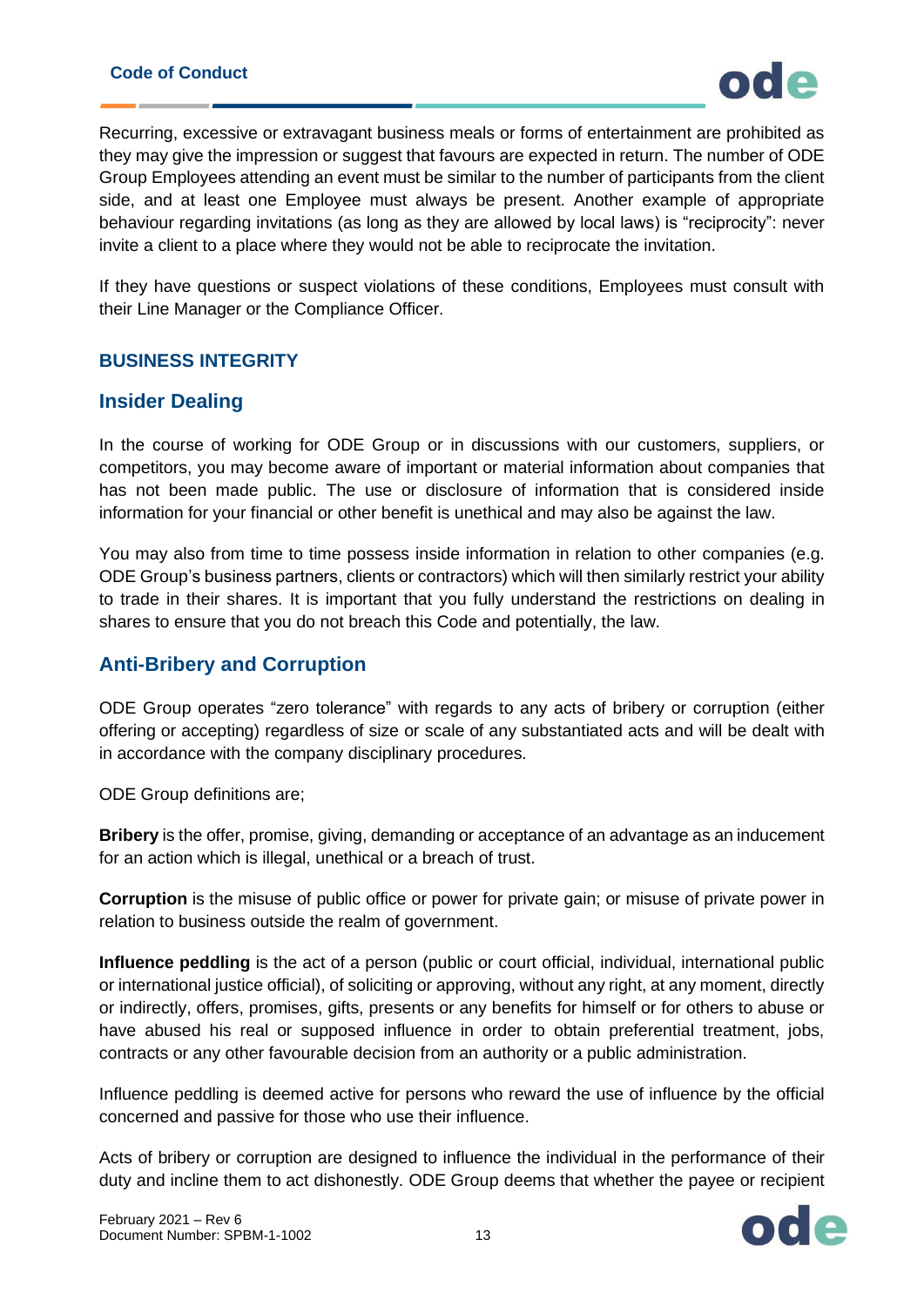Recurring, excessive or extravagant business meals or forms of entertainment are prohibited as they may give the impression or suggest that favours are expected in return. The number of ODE Group Employees attending an event must be similar to the number of participants from the client side, and at least one Employee must always be present. Another example of appropriate behaviour regarding invitations (as long as they are allowed by local laws) is "reciprocity": never invite a client to a place where they would not be able to reciprocate the invitation.

If they have questions or suspect violations of these conditions, Employees must consult with their Line Manager or the Compliance Officer.

## BUSINESS INTEGRITY

### Insider Dealing

In the course of working for ODE Group or in discussions with our customers, suppliers, or competitors, you may become aware of important or material information about companies that has not been made public. The use or disclosure of information that is considered inside information for your financial or other benefit is unethical and may also be against the law.

You may also from time to time possess inside information in relation to other companies (e.g. ODE Group's business partners, clients or contractors) which will then similarly restrict your ability to trade in their shares. It is important that you fully understand the restrictions on dealing in shares to ensure that you do not breach this Code and potentially, the law.

### Anti-Bribery and Corruption

ODE Group operates "zero tolerance" with regards to any acts of bribery or corruption (either offering or accepting) regardless of size or scale of any substantiated acts and will be dealt with in accordance with the company disciplinary procedures.

ODE Group definitions are;

**Bribery** is the offer, promise, giving, demanding or acceptance of an advantage as an inducement for an action which is illegal, unethical or a breach of trust.

**Corruption** is the misuse of public office or power for private gain; or misuse of private power in relation to business outside the realm of government.

**Influence peddling** is the act of a person (public or court official, individual, international public or international justice official), of soliciting or approving, without any right, at any moment, directly or indirectly, offers, promises, gifts, presents or any benefits for himself or for others to abuse or have abused his real or supposed influence in order to obtain preferential treatment, jobs, contracts or any other favourable decision from an authority or a public administration.

Influence peddling is deemed active for persons who reward the use of influence by the official concerned and passive for those who use their influence.

Acts of bribery or corruption are designed to influence the individual in the performance of their duty and incline them to act dishonestly. ODE Group deems that whether the payee or recipient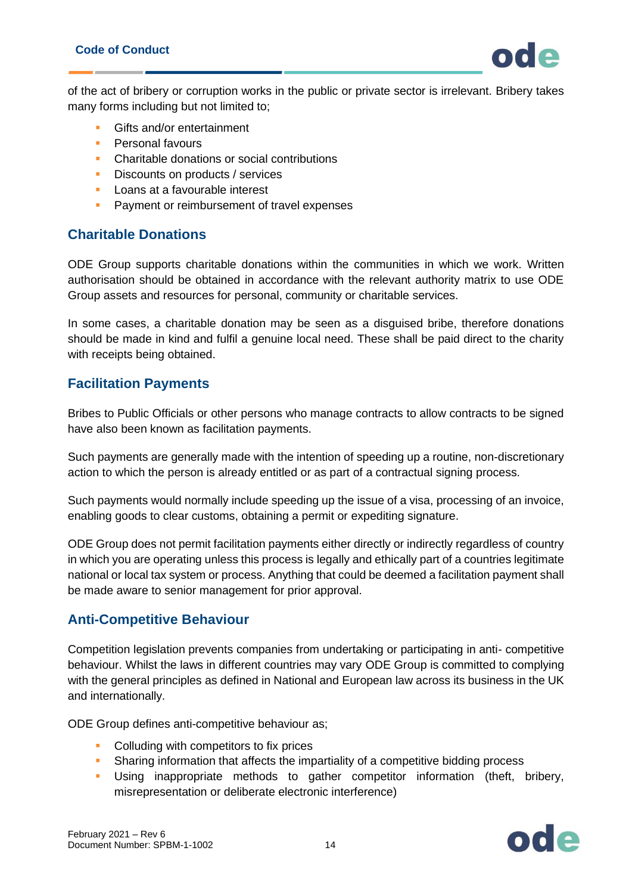of the act of bribery or corruption works in the public or private sector is irrelevant. Bribery takes many forms including but not limited to;

- Gifts and/or entertainment
- Personal favours
- Charitable donations or social contributions
- Discounts on products / services
- Loans at a favourable interest
- Payment or reimbursement of travel expenses

## Charitable Donations

ODE Group supports charitable donations within the communities in which we work. Written authorisation should be obtained in accordance with the relevant authority matrix to use ODE Group assets and resources for personal, community or charitable services.

In some cases, a charitable donation may be seen as a disguised bribe, therefore donations should be made in kind and fulfil a genuine local need. These shall be paid direct to the charity with receipts being obtained.

## Facilitation Payments

Bribes to Public Officials or other persons who manage contracts to allow contracts to be signed have also been known as facilitation payments.

Such payments are generally made with the intention of speeding up a routine, non-discretionary action to which the person is already entitled or as part of a contractual signing process.

Such payments would normally include speeding up the issue of a visa, processing of an invoice, enabling goods to clear customs, obtaining a permit or expediting signature.

ODE Group does not permit facilitation payments either directly or indirectly regardless of country in which you are operating unless this process is legally and ethically part of a countries legitimate national or local tax system or process. Anything that could be deemed a facilitation payment shall be made aware to senior management for prior approval.

## Anti-Competitive Behaviour

Competition legislation prevents companies from undertaking or participating in anti- competitive behaviour. Whilst the laws in different countries may vary ODE Group is committed to complying with the general principles as defined in National and European law across its business in the UK and internationally.

ODE Group defines anti-competitive behaviour as;

- Colluding with competitors to fix prices
- Sharing information that affects the impartiality of a competitive bidding process
- Using inappropriate methods to gather competitor information (theft, bribery, misrepresentation or deliberate electronic interference)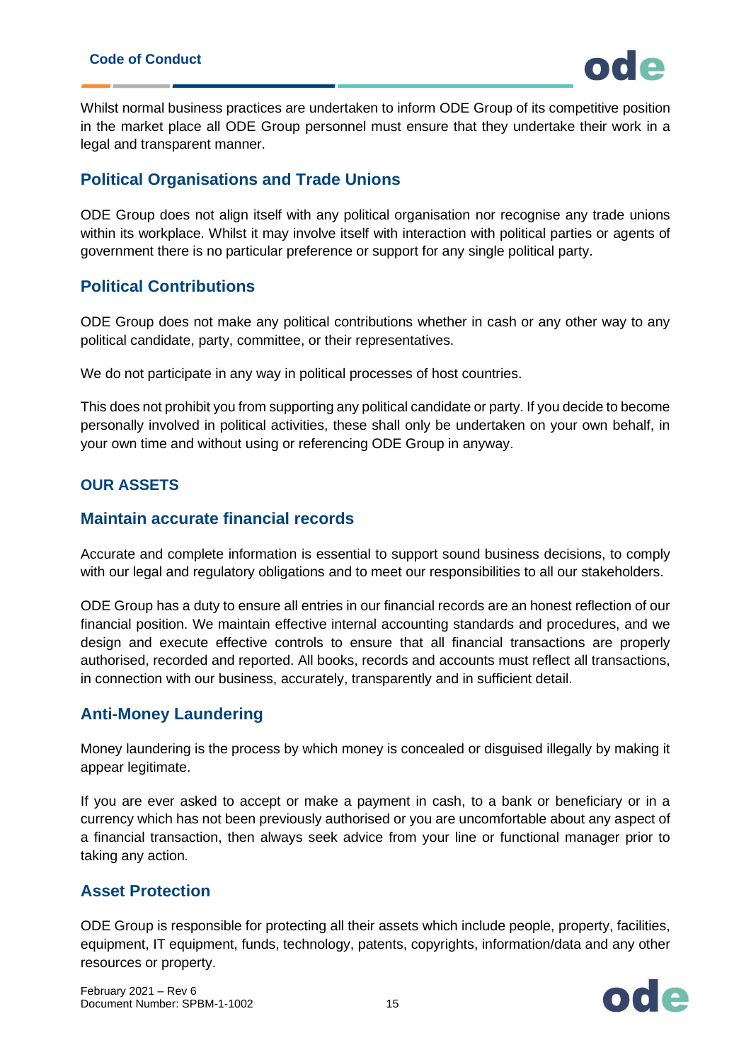Whilst normal business practices are undertaken to inform ODE Group of its competitive position in the market place all ODE Group personnel must ensure that they undertake their work in a legal and transparent manner.

## Political Organisations and Trade Unions

ODE Group does not align itself with any political organisation nor recognise any trade unions within its workplace. Whilst it may involve itself with interaction with political parties or agents of government there is no particular preference or support for any single political party.

## Political Contributions

ODE Group does not make any political contributions whether in cash or any other way to any political candidate, party, committee, or their representatives.

We do not participate in any way in political processes of host countries.

This does not prohibit you from supporting any political candidate or party. If you decide to become personally involved in political activities, these shall only be undertaken on your own behalf, in your own time and without using or referencing ODE Group in anyway.

### OUR ASSETS

## Maintain accurate financial records

Accurate and complete information is essential to support sound business decisions, to comply with our legal and regulatory obligations and to meet our responsibilities to all our stakeholders.

ODE Group has a duty to ensure all entries in our financial records are an honest reflection of our financial position. We maintain effective internal accounting standards and procedures, and we design and execute effective controls to ensure that all financial transactions are properly authorised, recorded and reported. All books, records and accounts must reflect all transactions, in connection with our business, accurately, transparently and in sufficient detail.

## Anti-Money Laundering

Money laundering is the process by which money is concealed or disguised illegally by making it appear legitimate.

If you are ever asked to accept or make a payment in cash, to a bank or beneficiary or in a currency which has not been previously authorised or you are uncomfortable about any aspect of a financial transaction, then always seek advice from your line or functional manager prior to taking any action.

## Asset Protection

ODE Group is responsible for protecting all their assets which include people, property, facilities, equipment, IT equipment, funds, technology, patents, copyrights, information/data and any other resources or property.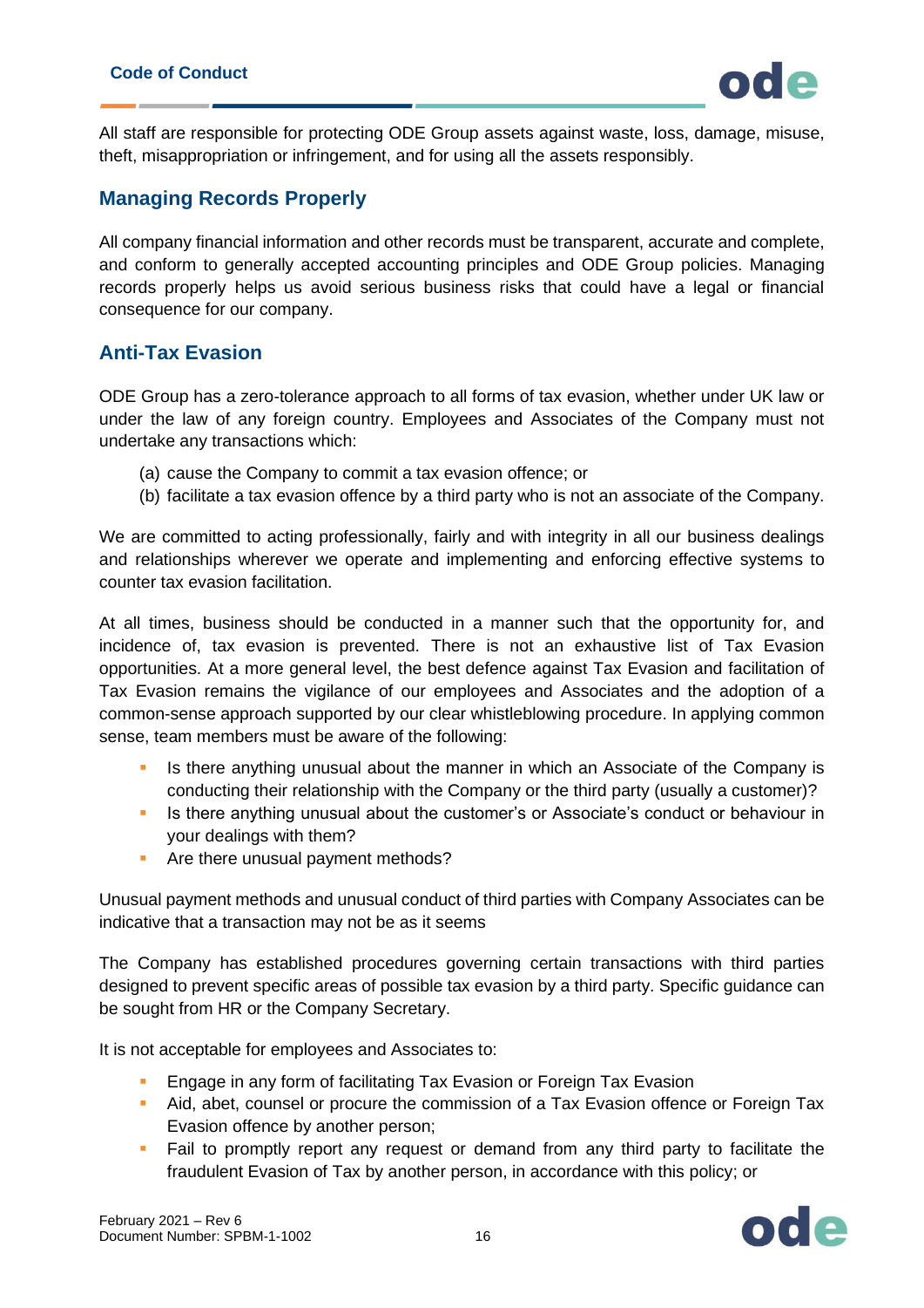All staff are responsible for protecting ODE Group assets against waste, loss, damage, misuse, theft, misappropriation or infringement, and for using all the assets responsibly.

## Managing Records Properly

All company financial information and other records must be transparent, accurate and complete, and conform to generally accepted accounting principles and ODE Group policies. Managing records properly helps us avoid serious business risks that could have a legal or financial consequence for our company.

## Anti-Tax Evasion

ODE Group has a zero-tolerance approach to all forms of tax evasion, whether under UK law or under the law of any foreign country. Employees and Associates of the Company must not undertake any transactions which:

(a) cause the Company to commit a tax evasion offence; or
(b) facilitate a tax evasion offence by a third party who is not an associate of the Company.

We are committed to acting professionally, fairly and with integrity in all our business dealings and relationships wherever we operate and implementing and enforcing effective systems to counter tax evasion facilitation.

At all times, business should be conducted in a manner such that the opportunity for, and incidence of, tax evasion is prevented. There is not an exhaustive list of Tax Evasion opportunities. At a more general level, the best defence against Tax Evasion and facilitation of Tax Evasion remains the vigilance of our employees and Associates and the adoption of a common-sense approach supported by our clear whistleblowing procedure. In applying common sense, team members must be aware of the following:

- Is there anything unusual about the manner in which an Associate of the Company is conducting their relationship with the Company or the third party (usually a customer)?
- Is there anything unusual about the customer's or Associate's conduct or behaviour in your dealings with them?
- Are there unusual payment methods?

Unusual payment methods and unusual conduct of third parties with Company Associates can be indicative that a transaction may not be as it seems

The Company has established procedures governing certain transactions with third parties designed to prevent specific areas of possible tax evasion by a third party. Specific guidance can be sought from HR or the Company Secretary.

It is not acceptable for employees and Associates to:

- Engage in any form of facilitating Tax Evasion or Foreign Tax Evasion
- Aid, abet, counsel or procure the commission of a Tax Evasion offence or Foreign Tax Evasion offence by another person;
- Fail to promptly report any request or demand from any third party to facilitate the fraudulent Evasion of Tax by another person, in accordance with this policy; or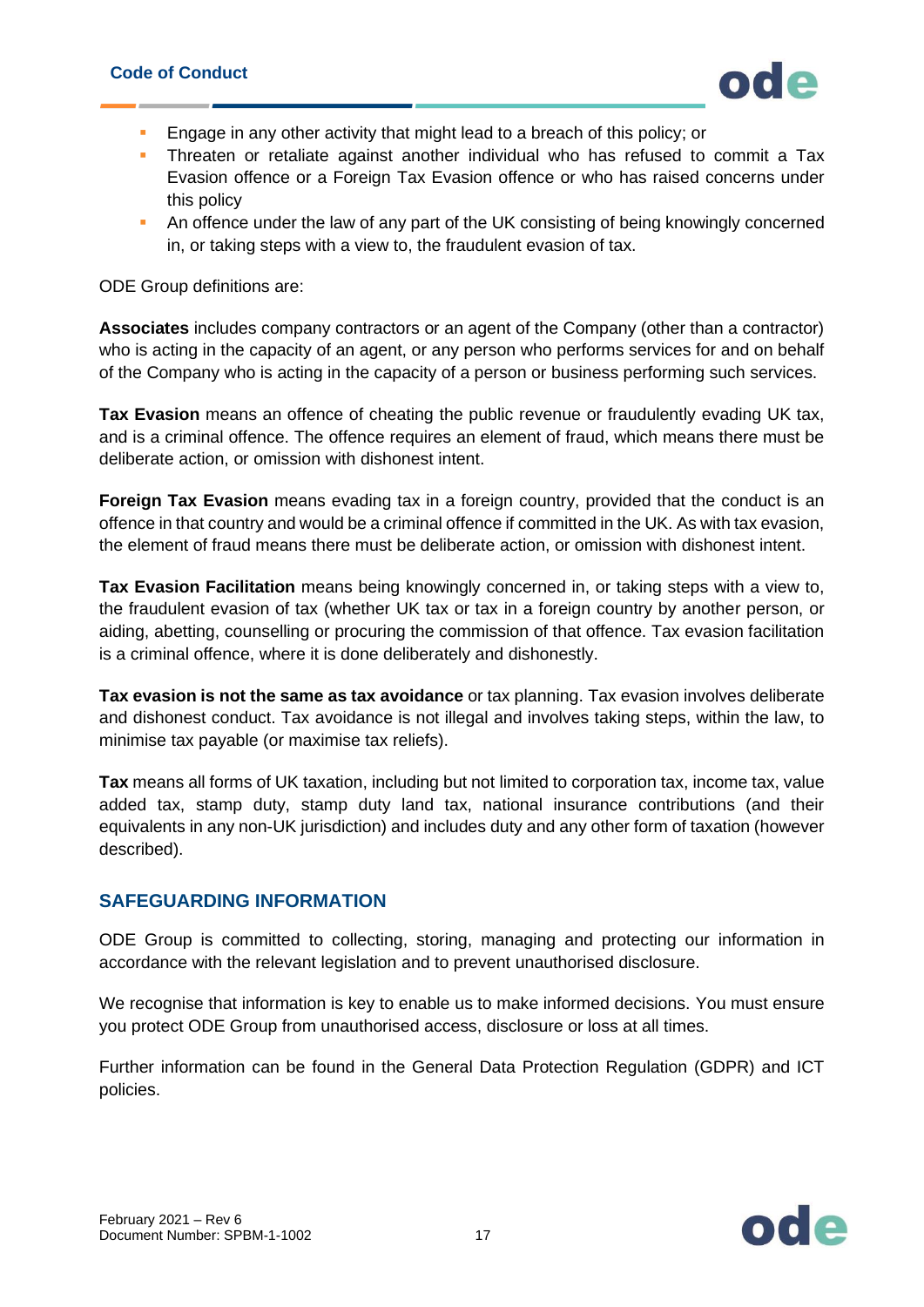- Engage in any other activity that might lead to a breach of this policy; or
- Threaten or retaliate against another individual who has refused to commit a Tax Evasion offence or a Foreign Tax Evasion offence or who has raised concerns under this policy
- An offence under the law of any part of the UK consisting of being knowingly concerned in, or taking steps with a view to, the fraudulent evasion of tax.

ODE Group definitions are:

**Associates** includes company contractors or an agent of the Company (other than a contractor) who is acting in the capacity of an agent, or any person who performs services for and on behalf of the Company who is acting in the capacity of a person or business performing such services.

**Tax Evasion** means an offence of cheating the public revenue or fraudulently evading UK tax, and is a criminal offence. The offence requires an element of fraud, which means there must be deliberate action, or omission with dishonest intent.

**Foreign Tax Evasion** means evading tax in a foreign country, provided that the conduct is an offence in that country and would be a criminal offence if committed in the UK. As with tax evasion, the element of fraud means there must be deliberate action, or omission with dishonest intent.

**Tax Evasion Facilitation** means being knowingly concerned in, or taking steps with a view to, the fraudulent evasion of tax (whether UK tax or tax in a foreign country by another person, or aiding, abetting, counselling or procuring the commission of that offence. Tax evasion facilitation is a criminal offence, where it is done deliberately and dishonestly.

**Tax evasion is not the same as tax avoidance** or tax planning. Tax evasion involves deliberate and dishonest conduct. Tax avoidance is not illegal and involves taking steps, within the law, to minimise tax payable (or maximise tax reliefs).

**Tax** means all forms of UK taxation, including but not limited to corporation tax, income tax, value added tax, stamp duty, stamp duty land tax, national insurance contributions (and their equivalents in any non-UK jurisdiction) and includes duty and any other form of taxation (however described).

## SAFEGUARDING INFORMATION

ODE Group is committed to collecting, storing, managing and protecting our information in accordance with the relevant legislation and to prevent unauthorised disclosure.

We recognise that information is key to enable us to make informed decisions. You must ensure you protect ODE Group from unauthorised access, disclosure or loss at all times.

Further information can be found in the General Data Protection Regulation (GDPR) and ICT policies.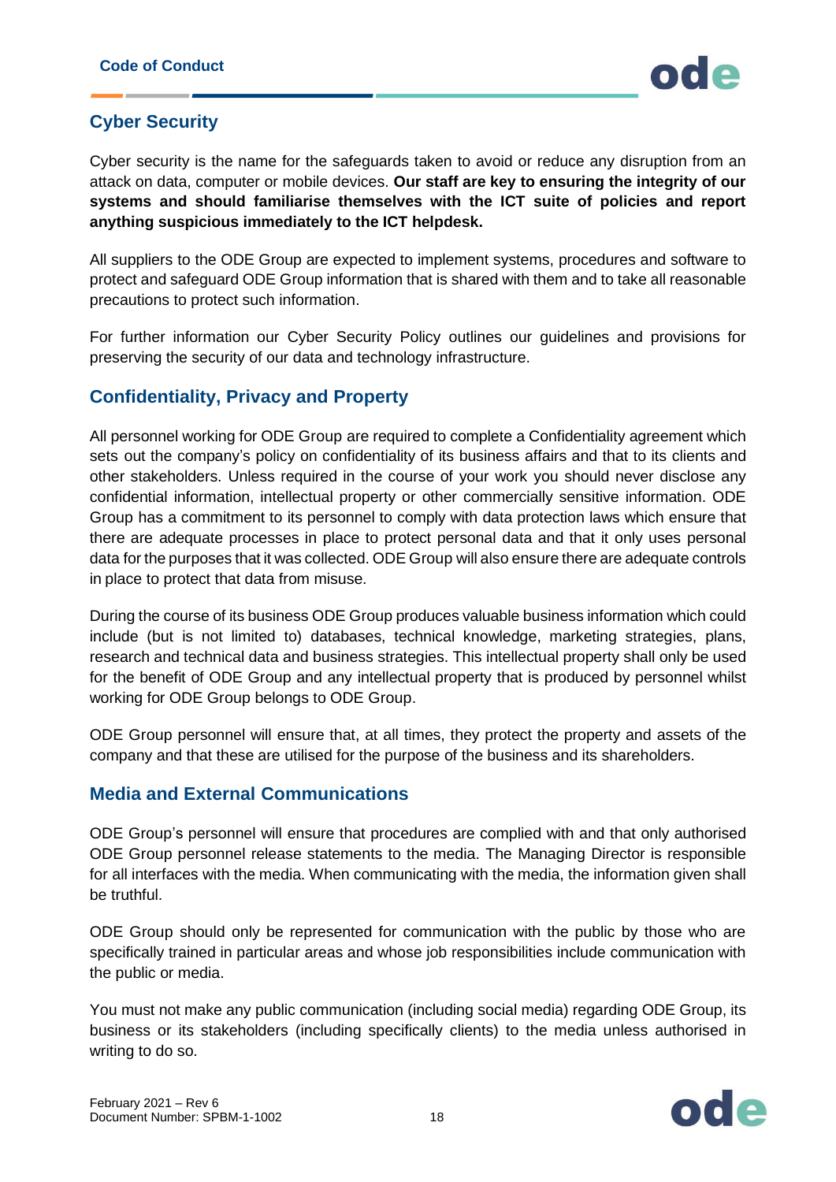## Cyber Security

Cyber security is the name for the safeguards taken to avoid or reduce any disruption from an attack on data, computer or mobile devices. **Our staff are key to ensuring the integrity of our systems and should familiarise themselves with the ICT suite of policies and report anything suspicious immediately to the ICT helpdesk.**

All suppliers to the ODE Group are expected to implement systems, procedures and software to protect and safeguard ODE Group information that is shared with them and to take all reasonable precautions to protect such information.

For further information our Cyber Security Policy outlines our guidelines and provisions for preserving the security of our data and technology infrastructure.

## Confidentiality, Privacy and Property

All personnel working for ODE Group are required to complete a Confidentiality agreement which sets out the company's policy on confidentiality of its business affairs and that to its clients and other stakeholders. Unless required in the course of your work you should never disclose any confidential information, intellectual property or other commercially sensitive information. ODE Group has a commitment to its personnel to comply with data protection laws which ensure that there are adequate processes in place to protect personal data and that it only uses personal data for the purposes that it was collected. ODE Group will also ensure there are adequate controls in place to protect that data from misuse.

During the course of its business ODE Group produces valuable business information which could include (but is not limited to) databases, technical knowledge, marketing strategies, plans, research and technical data and business strategies. This intellectual property shall only be used for the benefit of ODE Group and any intellectual property that is produced by personnel whilst working for ODE Group belongs to ODE Group.

ODE Group personnel will ensure that, at all times, they protect the property and assets of the company and that these are utilised for the purpose of the business and its shareholders.

## Media and External Communications

ODE Group's personnel will ensure that procedures are complied with and that only authorised ODE Group personnel release statements to the media. The Managing Director is responsible for all interfaces with the media. When communicating with the media, the information given shall be truthful.

ODE Group should only be represented for communication with the public by those who are specifically trained in particular areas and whose job responsibilities include communication with the public or media.

You must not make any public communication (including social media) regarding ODE Group, its business or its stakeholders (including specifically clients) to the media unless authorised in writing to do so.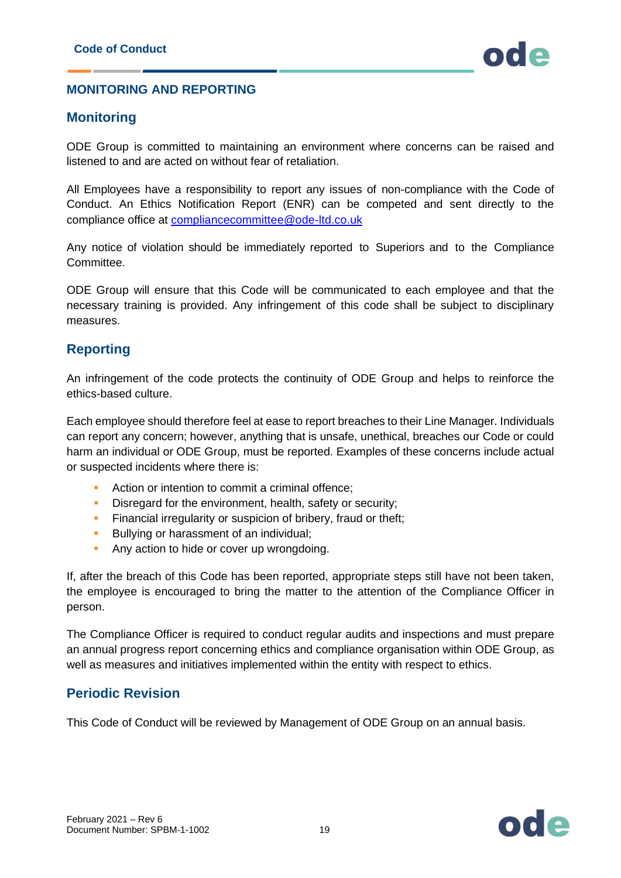## MONITORING AND REPORTING

### Monitoring

ODE Group is committed to maintaining an environment where concerns can be raised and listened to and are acted on without fear of retaliation.

All Employees have a responsibility to report any issues of non-compliance with the Code of Conduct. An Ethics Notification Report (ENR) can be competed and sent directly to the compliance office at compliancecommittee@ode-ltd.co.uk

Any notice of violation should be immediately reported to Superiors and to the Compliance Committee.

ODE Group will ensure that this Code will be communicated to each employee and that the necessary training is provided. Any infringement of this code shall be subject to disciplinary measures.

### Reporting

An infringement of the code protects the continuity of ODE Group and helps to reinforce the ethics-based culture.

Each employee should therefore feel at ease to report breaches to their Line Manager. Individuals can report any concern; however, anything that is unsafe, unethical, breaches our Code or could harm an individual or ODE Group, must be reported. Examples of these concerns include actual or suspected incidents where there is:

- Action or intention to commit a criminal offence;
- Disregard for the environment, health, safety or security;
- Financial irregularity or suspicion of bribery, fraud or theft;
- Bullying or harassment of an individual;
- Any action to hide or cover up wrongdoing.

If, after the breach of this Code has been reported, appropriate steps still have not been taken, the employee is encouraged to bring the matter to the attention of the Compliance Officer in person.

The Compliance Officer is required to conduct regular audits and inspections and must prepare an annual progress report concerning ethics and compliance organisation within ODE Group, as well as measures and initiatives implemented within the entity with respect to ethics.

### Periodic Revision

This Code of Conduct will be reviewed by Management of ODE Group on an annual basis.

February 2021 – Rev 6
Document Number: SPBM-1-1002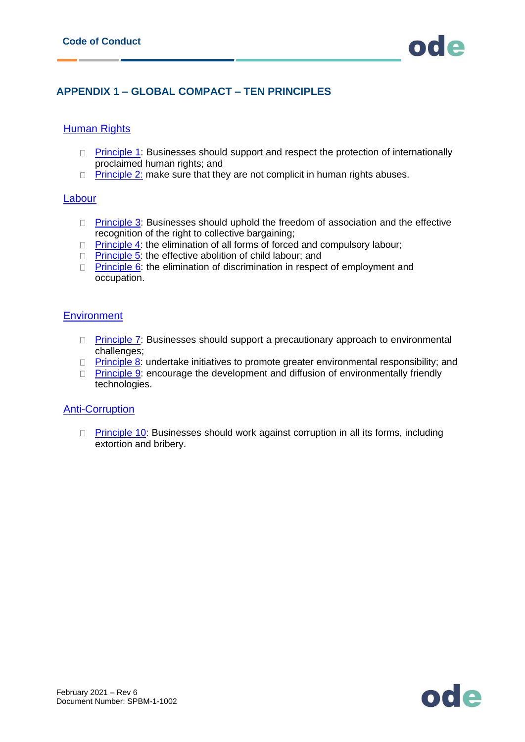## APPENDIX 1 – GLOBAL COMPACT – TEN PRINCIPLES

### Human Rights

- Principle 1: Businesses should support and respect the protection of internationally proclaimed human rights; and
- Principle 2: make sure that they are not complicit in human rights abuses.

### Labour

- Principle 3: Businesses should uphold the freedom of association and the effective recognition of the right to collective bargaining;
- Principle 4: the elimination of all forms of forced and compulsory labour;
- Principle 5: the effective abolition of child labour; and
- Principle 6: the elimination of discrimination in respect of employment and occupation.

### Environment

- Principle 7: Businesses should support a precautionary approach to environmental challenges;
- Principle 8: undertake initiatives to promote greater environmental responsibility; and
- Principle 9: encourage the development and diffusion of environmentally friendly technologies.

### Anti-Corruption

- Principle 10: Businesses should work against corruption in all its forms, including extortion and bribery.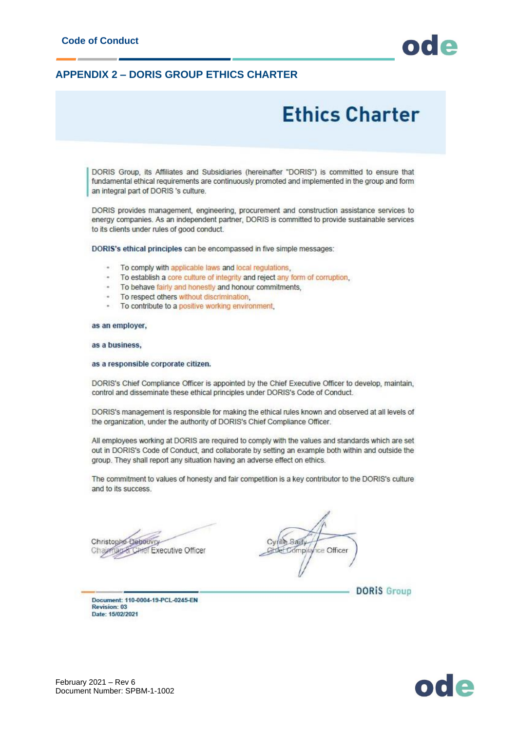## APPENDIX 2 – DORIS GROUP ETHICS CHARTER

# Ethics Charter

DORIS Group, its Affiliates and Subsidiaries (hereinafter "DORIS") is committed to ensure that fundamental ethical requirements are continuously promoted and implemented in the group and form an integral part of DORIS 's culture.

DORIS provides management, engineering, procurement and construction assistance services to energy companies. As an independent partner, DORIS is committed to provide sustainable services to its clients under rules of good conduct.

**DORIS's ethical principles** can be encompassed in five simple messages:

- To comply with applicable laws and local regulations,
- To establish a core culture of integrity and reject any form of corruption,
- To behave fairly and honestly and honour commitments,
- To respect others without discrimination,
- To contribute to a positive working environment,

**as an employer,**

**as a business,**

**as a responsible corporate citizen.**

DORIS's Chief Compliance Officer is appointed by the Chief Executive Officer to develop, maintain, control and disseminate these ethical principles under DORIS's Code of Conduct.

DORIS's management is responsible for making the ethical rules known and observed at all levels of the organization, under the authority of DORIS's Chief Compliance Officer.

All employees working at DORIS are required to comply with the values and standards which are set out in DORIS's Code of Conduct, and collaborate by setting an example both within and outside the group. They shall report any situation having an adverse effect on ethics.

The commitment to values of honesty and fair competition is a key contributor to the DORIS's culture and to its success.

Christophe Debouvry
Chairman & Chief Executive Officer

Cyrille Sailly
Chief Compliance Officer

DORIS Group

**Document: 110-0004-19-PCL-0245-EN**
**Revision: 03**
**Date: 15/02/2021**